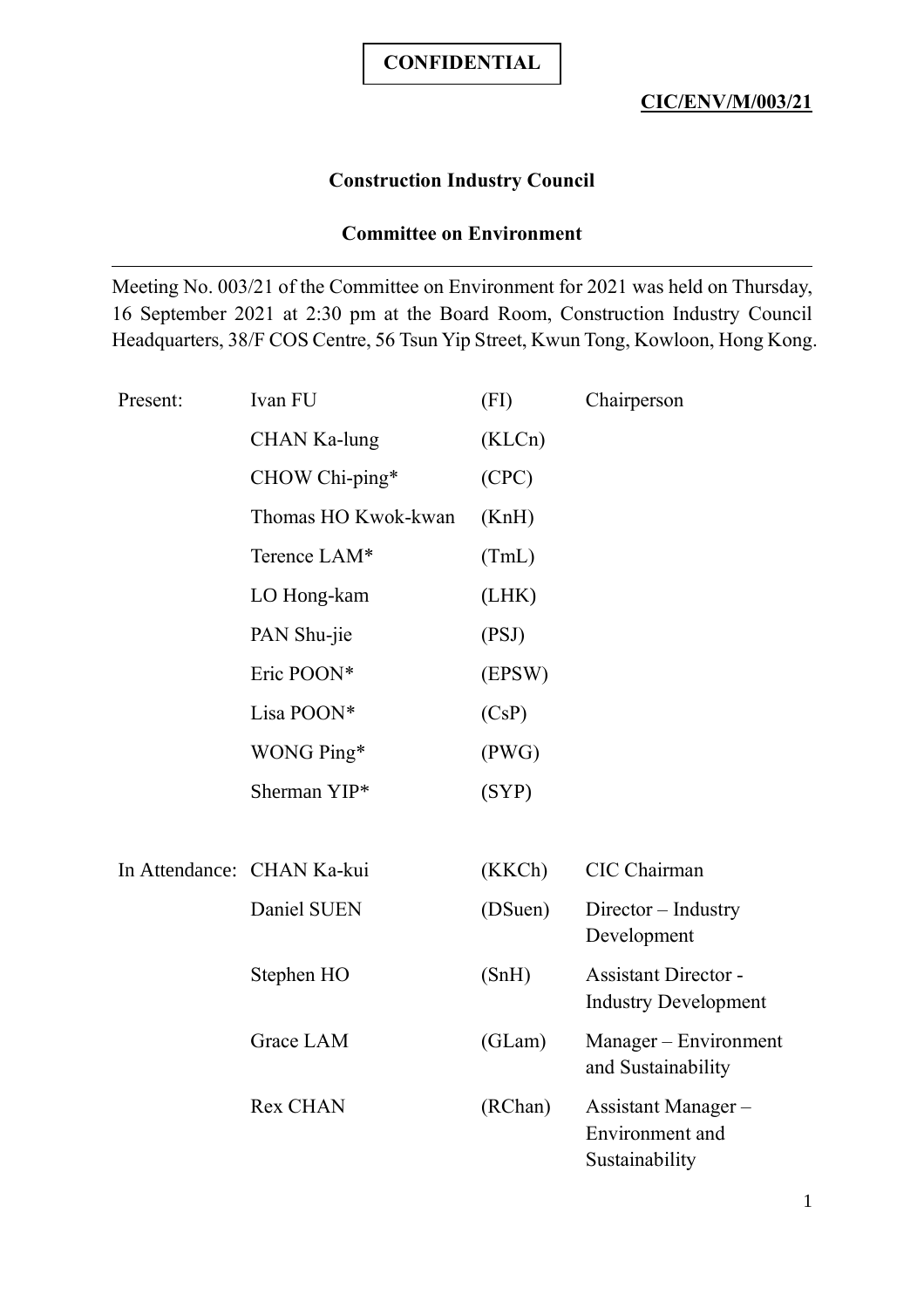**CONFIDENTIAL**

**CIC/ENV/M/003/21**

## Construction Industry Council

## Committee on Environment

---

Meeting No. 003/21 of the Committee on Environment for 2021 was held on Thursday, 16 September 2021 at 2:30 pm at the Board Room, Construction Industry Council Headquarters, 38/F COS Centre, 56 Tsun Yip Street, Kwun Tong, Kowloon, Hong Kong.

| | | | |
|---|---|---|---|
| Present: | Ivan FU | (FI) | Chairperson |
| | CHAN Ka-lung | (KLCn) | |
| | CHOW Chi-ping* | (CPC) | |
| | Thomas HO Kwok-kwan | (KnH) | |
| | Terence LAM* | (TmL) | |
| | LO Hong-kam | (LHK) | |
| | PAN Shu-jie | (PSJ) | |
| | Eric POON* | (EPSW) | |
| | Lisa POON* | (CsP) | |
| | WONG Ping* | (PWG) | |
| | Sherman YIP* | (SYP) | |
| | | | |
| In Attendance: | CHAN Ka-kui | (KKCh) | CIC Chairman |
| | Daniel SUEN | (DSuen) | Director – Industry Development |
| | Stephen HO | (SnH) | Assistant Director - Industry Development |
| | Grace LAM | (GLam) | Manager – Environment and Sustainability |
| | Rex CHAN | (RChan) | Assistant Manager – Environment and Sustainability |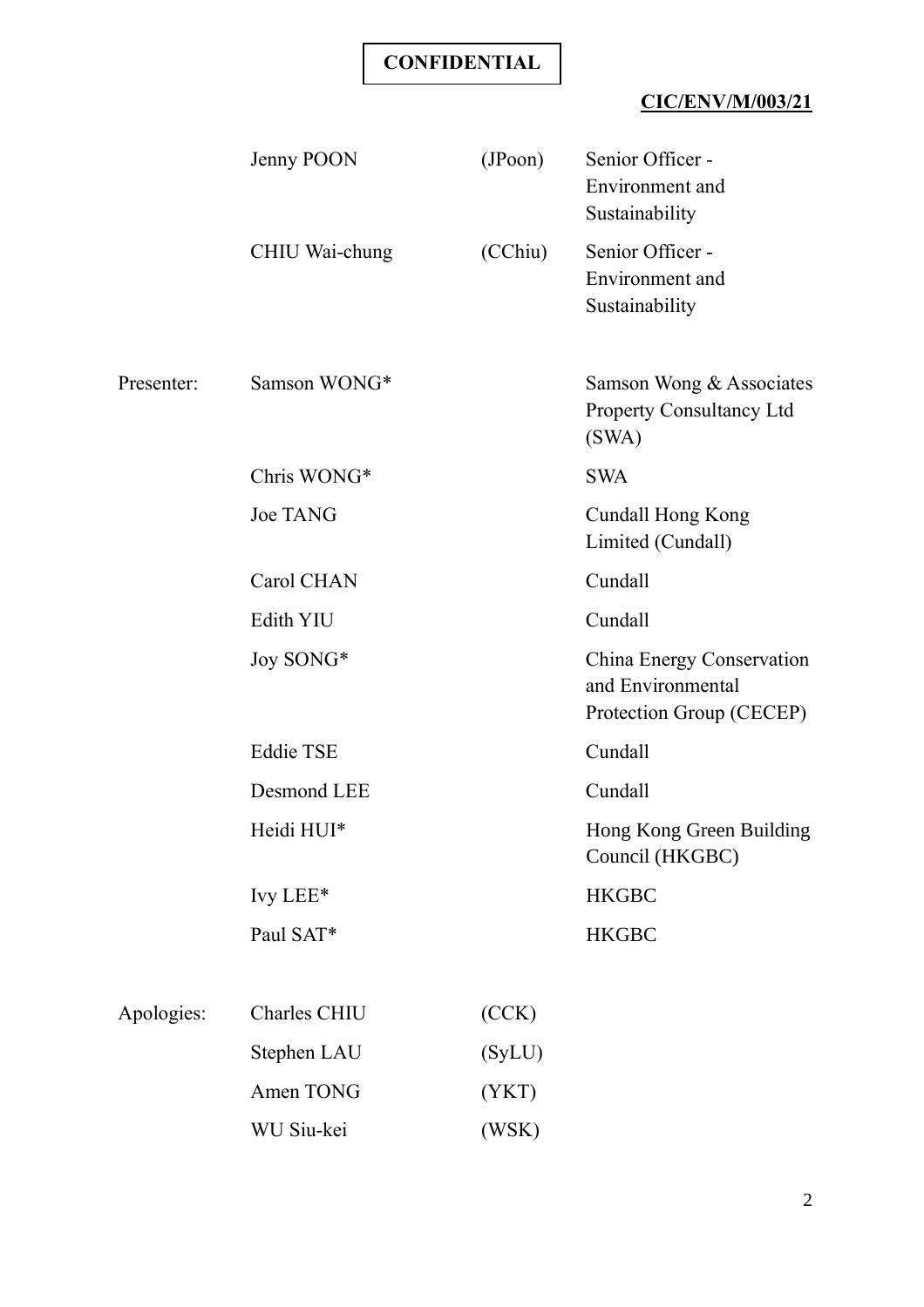**CONFIDENTIAL**

**CIC/ENV/M/003/21**

| | | | |
|---|---|---|---|
| | Jenny POON | (JPoon) | Senior Officer - Environment and Sustainability |
| | CHIU Wai-chung | (CChiu) | Senior Officer - Environment and Sustainability |
| Presenter: | Samson WONG* | | Samson Wong & Associates Property Consultancy Ltd (SWA) |
| | Chris WONG* | | SWA |
| | Joe TANG | | Cundall Hong Kong Limited (Cundall) |
| | Carol CHAN | | Cundall |
| | Edith YIU | | Cundall |
| | Joy SONG* | | China Energy Conservation and Environmental Protection Group (CECEP) |
| | Eddie TSE | | Cundall |
| | Desmond LEE | | Cundall |
| | Heidi HUI* | | Hong Kong Green Building Council (HKGBC) |
| | Ivy LEE* | | HKGBC |
| | Paul SAT* | | HKGBC |
| Apologies: | Charles CHIU | (CCK) | |
| | Stephen LAU | (SyLU) | |
| | Amen TONG | (YKT) | |
| | WU Siu-kei | (WSK) | |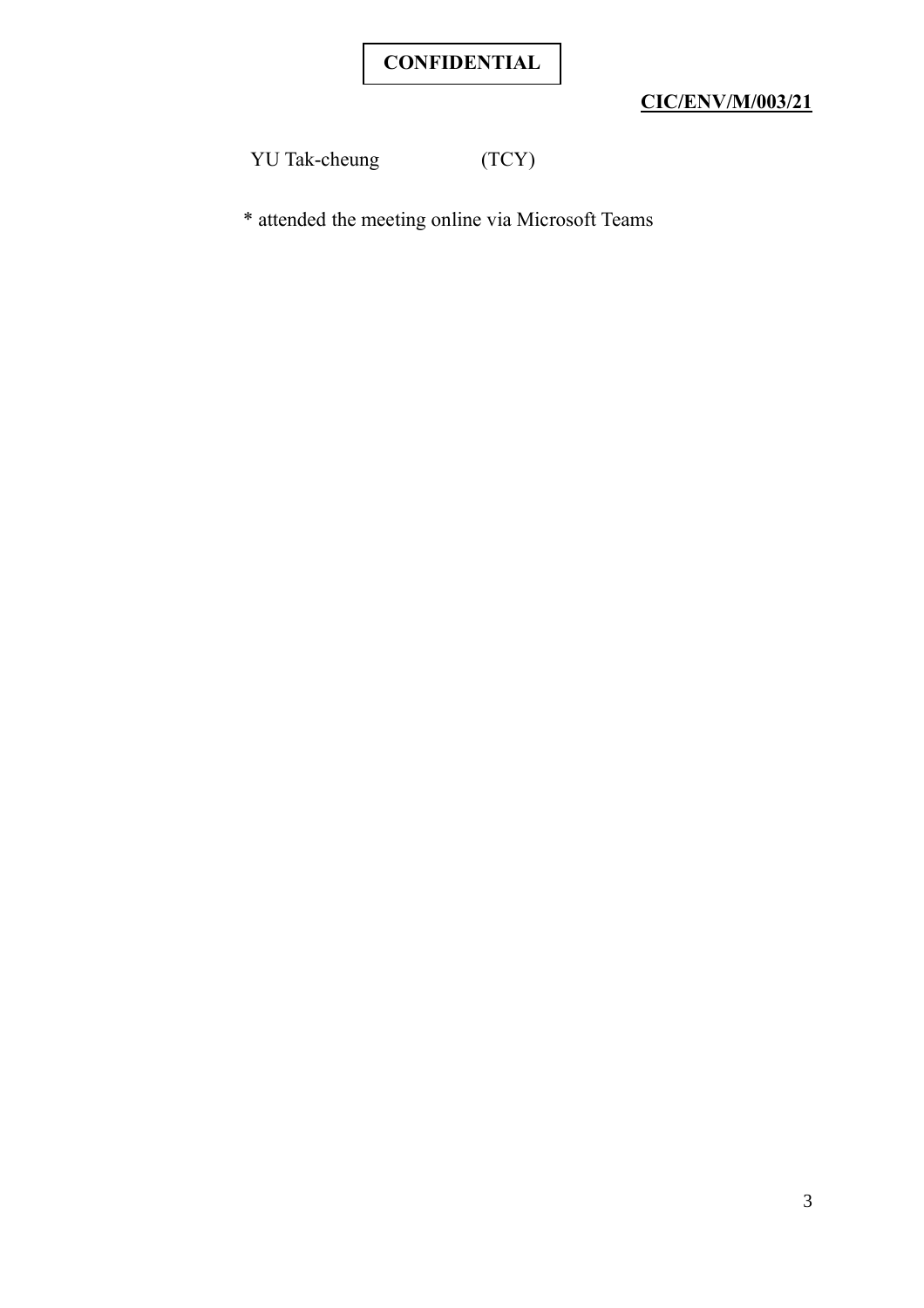| | |
|---|---|
| YU Tak-cheung | (TCY) |

* attended the meeting online via Microsoft Teams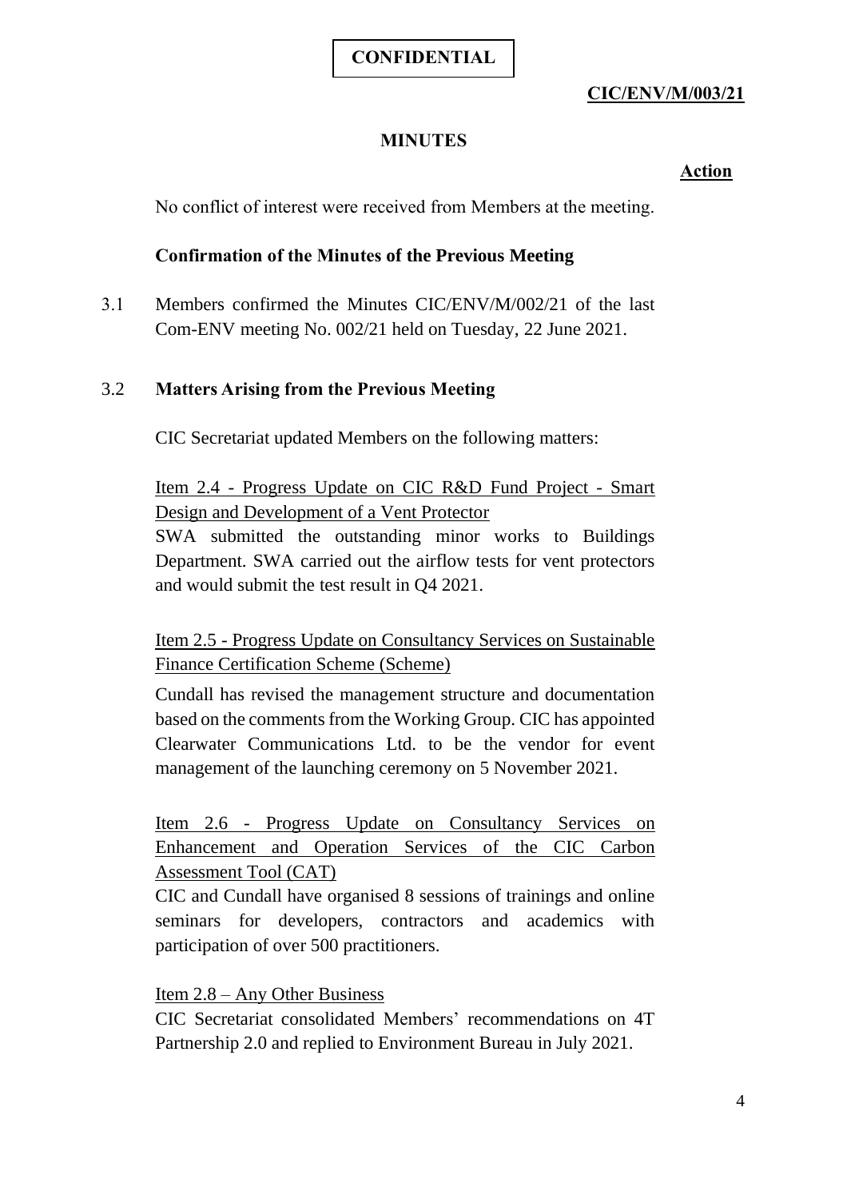**CONFIDENTIAL**

**CIC/ENV/M/003/21**

**MINUTES**

**Action**

No conflict of interest were received from Members at the meeting.

**Confirmation of the Minutes of the Previous Meeting**

3.1 Members confirmed the Minutes CIC/ENV/M/002/21 of the last Com-ENV meeting No. 002/21 held on Tuesday, 22 June 2021.

3.2 **Matters Arising from the Previous Meeting**

CIC Secretariat updated Members on the following matters:

Item 2.4 - Progress Update on CIC R&D Fund Project - Smart Design and Development of a Vent Protector

SWA submitted the outstanding minor works to Buildings Department. SWA carried out the airflow tests for vent protectors and would submit the test result in Q4 2021.

Item 2.5 - Progress Update on Consultancy Services on Sustainable Finance Certification Scheme (Scheme)

Cundall has revised the management structure and documentation based on the comments from the Working Group. CIC has appointed Clearwater Communications Ltd. to be the vendor for event management of the launching ceremony on 5 November 2021.

Item 2.6 - Progress Update on Consultancy Services on Enhancement and Operation Services of the CIC Carbon Assessment Tool (CAT)

CIC and Cundall have organised 8 sessions of trainings and online seminars for developers, contractors and academics with participation of over 500 practitioners.

Item 2.8 – Any Other Business

CIC Secretariat consolidated Members' recommendations on 4T Partnership 2.0 and replied to Environment Bureau in July 2021.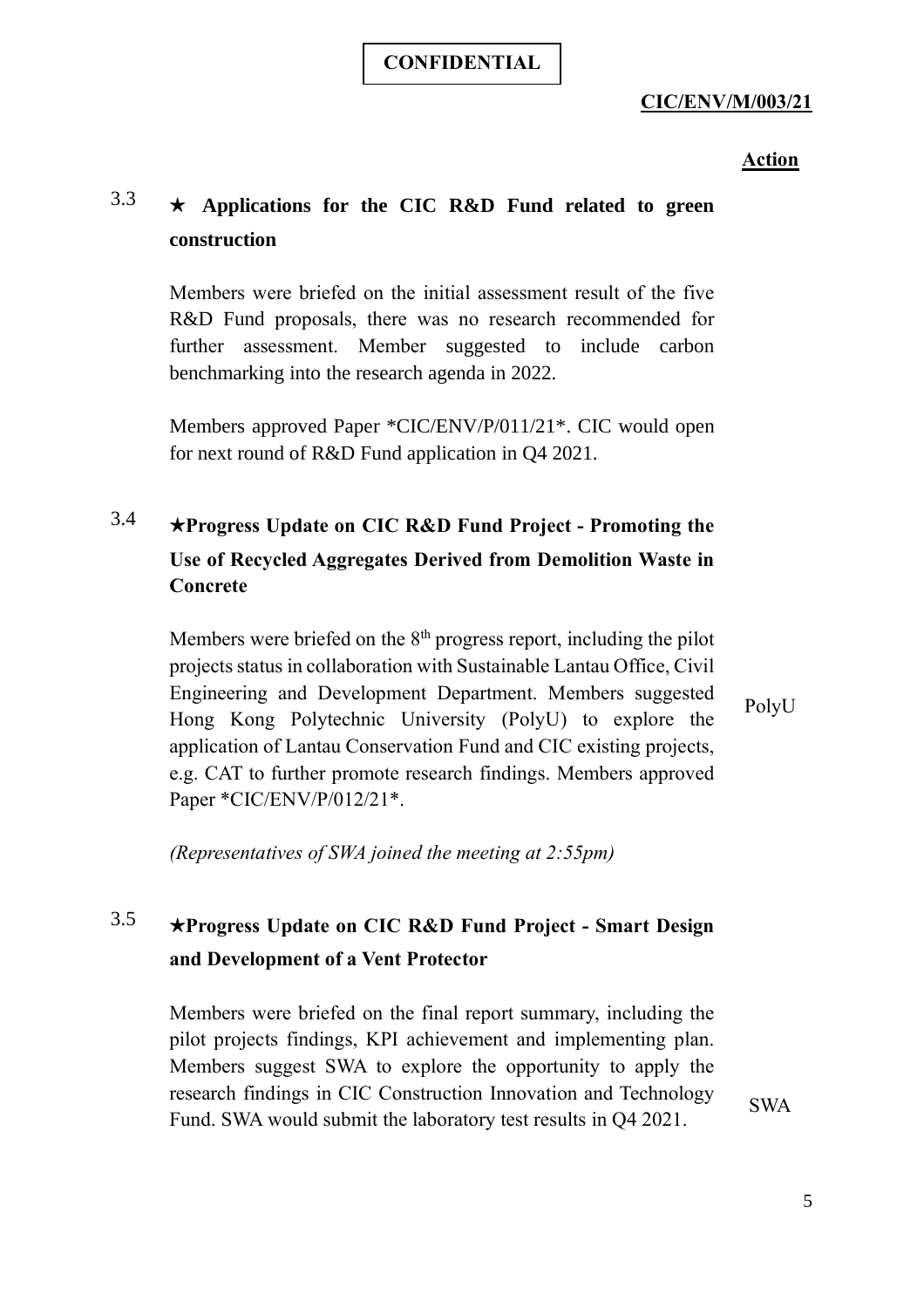**CONFIDENTIAL**

**CIC/ENV/M/003/21**

**Action**

3.3 **★ Applications for the CIC R&D Fund related to green construction**

Members were briefed on the initial assessment result of the five R&D Fund proposals, there was no research recommended for further assessment. Member suggested to include carbon benchmarking into the research agenda in 2022.

Members approved Paper *CIC/ENV/P/011/21*. CIC would open for next round of R&D Fund application in Q4 2021.

3.4 **★Progress Update on CIC R&D Fund Project - Promoting the Use of Recycled Aggregates Derived from Demolition Waste in Concrete**

Members were briefed on the 8th progress report, including the pilot projects status in collaboration with Sustainable Lantau Office, Civil Engineering and Development Department. Members suggested Hong Kong Polytechnic University (PolyU) to explore the application of Lantau Conservation Fund and CIC existing projects, e.g. CAT to further promote research findings. Members approved Paper *CIC/ENV/P/012/21*. — PolyU

*(Representatives of SWA joined the meeting at 2:55pm)*

3.5 **★Progress Update on CIC R&D Fund Project - Smart Design and Development of a Vent Protector**

Members were briefed on the final report summary, including the pilot projects findings, KPI achievement and implementing plan. Members suggest SWA to explore the opportunity to apply the research findings in CIC Construction Innovation and Technology Fund. SWA would submit the laboratory test results in Q4 2021. — SWA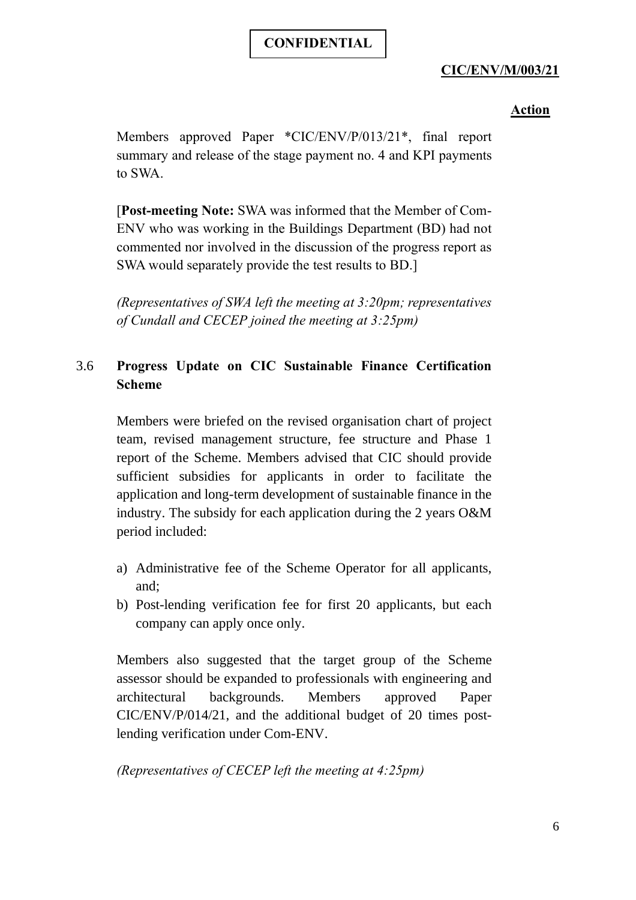**CONFIDENTIAL**

**CIC/ENV/M/003/21**

**Action**

Members approved Paper *CIC/ENV/P/013/21*, final report summary and release of the stage payment no. 4 and KPI payments to SWA.

[**Post-meeting Note:** SWA was informed that the Member of Com-ENV who was working in the Buildings Department (BD) had not commented nor involved in the discussion of the progress report as SWA would separately provide the test results to BD.]

*(Representatives of SWA left the meeting at 3:20pm; representatives of Cundall and CECEP joined the meeting at 3:25pm)*

3.6 **Progress Update on CIC Sustainable Finance Certification Scheme**

Members were briefed on the revised organisation chart of project team, revised management structure, fee structure and Phase 1 report of the Scheme. Members advised that CIC should provide sufficient subsidies for applicants in order to facilitate the application and long-term development of sustainable finance in the industry. The subsidy for each application during the 2 years O&M period included:

a) Administrative fee of the Scheme Operator for all applicants, and;
b) Post-lending verification fee for first 20 applicants, but each company can apply once only.

Members also suggested that the target group of the Scheme assessor should be expanded to professionals with engineering and architectural backgrounds. Members approved Paper CIC/ENV/P/014/21, and the additional budget of 20 times post-lending verification under Com-ENV.

*(Representatives of CECEP left the meeting at 4:25pm)*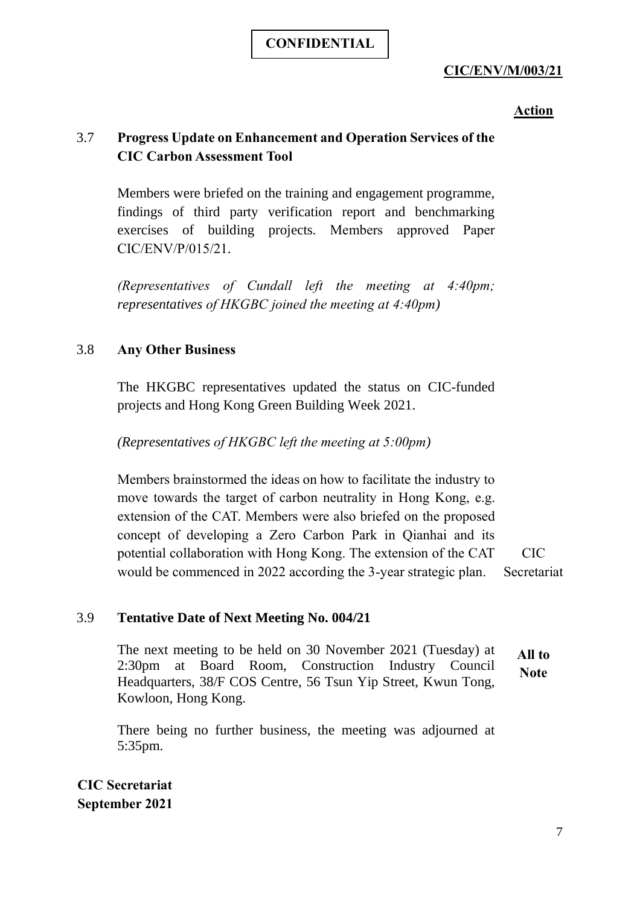**CONFIDENTIAL**

**CIC/ENV/M/003/21**

**Action**

**3.7 Progress Update on Enhancement and Operation Services of the CIC Carbon Assessment Tool**

Members were briefed on the training and engagement programme, findings of third party verification report and benchmarking exercises of building projects. Members approved Paper CIC/ENV/P/015/21.

*(Representatives of Cundall left the meeting at 4:40pm; representatives of HKGBC joined the meeting at 4:40pm)*

**3.8 Any Other Business**

The HKGBC representatives updated the status on CIC-funded projects and Hong Kong Green Building Week 2021.

*(Representatives of HKGBC left the meeting at 5:00pm)*

Members brainstormed the ideas on how to facilitate the industry to move towards the target of carbon neutrality in Hong Kong, e.g. extension of the CAT. Members were also briefed on the proposed concept of developing a Zero Carbon Park in Qianhai and its potential collaboration with Hong Kong. The extension of the CAT would be commenced in 2022 according the 3-year strategic plan. — CIC Secretariat

**3.9 Tentative Date of Next Meeting No. 004/21**

The next meeting to be held on 30 November 2021 (Tuesday) at 2:30pm at Board Room, Construction Industry Council Headquarters, 38/F COS Centre, 56 Tsun Yip Street, Kwun Tong, Kowloon, Hong Kong. — **All to Note**

There being no further business, the meeting was adjourned at 5:35pm.

**CIC Secretariat**
**September 2021**